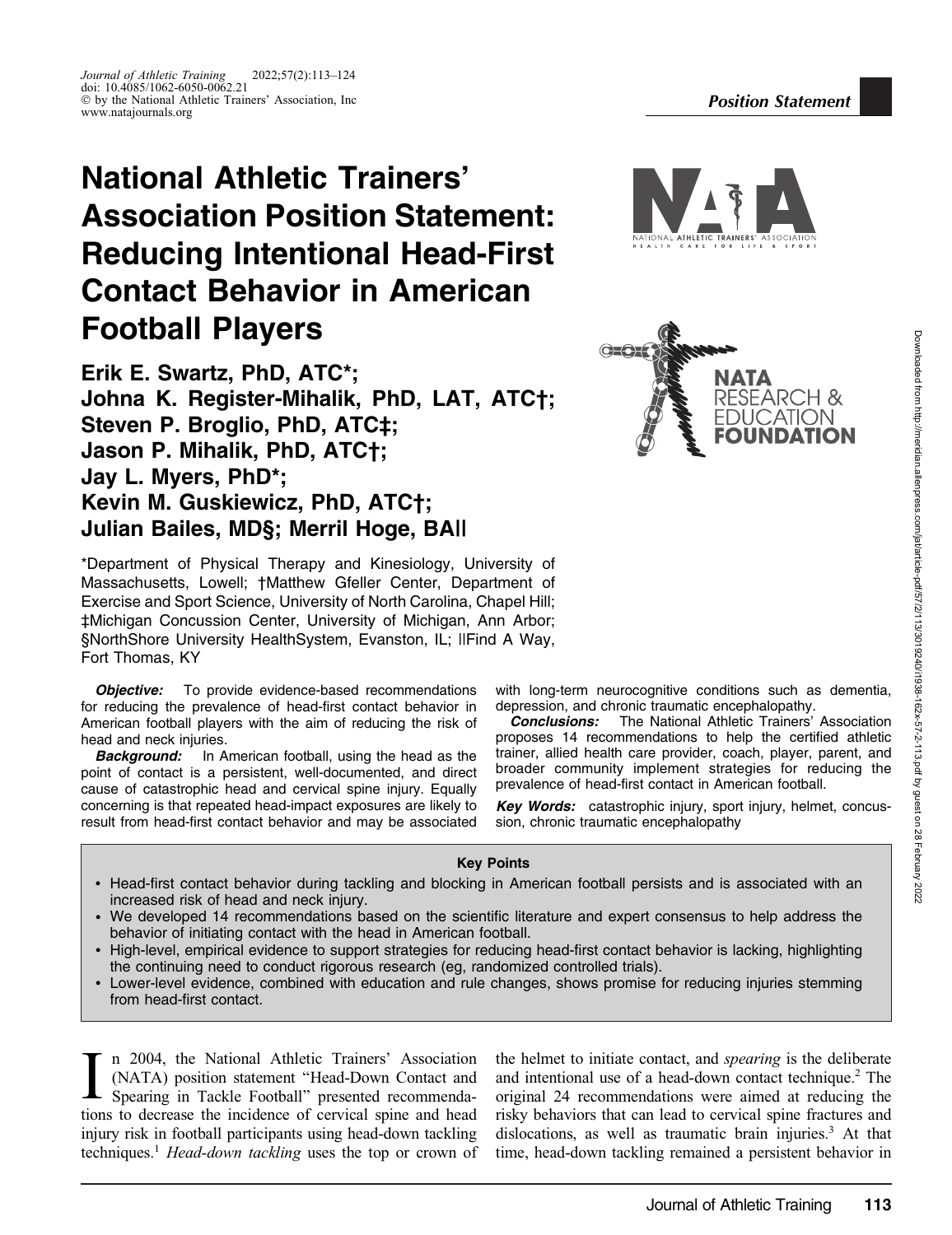Position Statement

# National Athletic Trainers' Association Position Statement: Reducing Intentional Head-First Contact Behavior in American Football Players

**Erik E. Swartz, PhD, ATC\*; Johna K. Register-Mihalik, PhD, LAT, ATC†; Steven P. Broglio, PhD, ATC‡; Jason P. Mihalik, PhD, ATC†; Jay L. Myers, PhD\*; Kevin M. Guskiewicz, PhD, ATC†; Julian Bailes, MD§; Merril Hoge, BA‖**

\*Department of Physical Therapy and Kinesiology, University of Massachusetts, Lowell; †Matthew Gfeller Center, Department of Exercise and Sport Science, University of North Carolina, Chapel Hill; ‡Michigan Concussion Center, University of Michigan, Ann Arbor; §NorthShore University HealthSystem, Evanston, IL; ‖Find A Way, Fort Thomas, KY

***Objective:*** To provide evidence-based recommendations for reducing the prevalence of head-first contact behavior in American football players with the aim of reducing the risk of head and neck injuries.

***Background:*** In American football, using the head as the point of contact is a persistent, well-documented, and direct cause of catastrophic head and cervical spine injury. Equally concerning is that repeated head-impact exposures are likely to result from head-first contact behavior and may be associated with long-term neurocognitive conditions such as dementia, depression, and chronic traumatic encephalopathy.

***Conclusions:*** The National Athletic Trainers' Association proposes 14 recommendations to help the certified athletic trainer, allied health care provider, coach, player, parent, and broader community implement strategies for reducing the prevalence of head-first contact in American football.

***Key Words:*** catastrophic injury, sport injury, helmet, concussion, chronic traumatic encephalopathy

**Key Points**

- Head-first contact behavior during tackling and blocking in American football persists and is associated with an increased risk of head and neck injury.
- We developed 14 recommendations based on the scientific literature and expert consensus to help address the behavior of initiating contact with the head in American football.
- High-level, empirical evidence to support strategies for reducing head-first contact behavior is lacking, highlighting the continuing need to conduct rigorous research (eg, randomized controlled trials).
- Lower-level evidence, combined with education and rule changes, shows promise for reducing injuries stemming from head-first contact.

In 2004, the National Athletic Trainers' Association (NATA) position statement "Head-Down Contact and Spearing in Tackle Football" presented recommendations to decrease the incidence of cervical spine and head injury risk in football participants using head-down tackling techniques.[1] *Head-down tackling* uses the top or crown of the helmet to initiate contact, and *spearing* is the deliberate and intentional use of a head-down contact technique.[2] The original 24 recommendations were aimed at reducing the risky behaviors that can lead to cervical spine fractures and dislocations, as well as traumatic brain injuries.[3] At that time, head-down tackling remained a persistent behavior in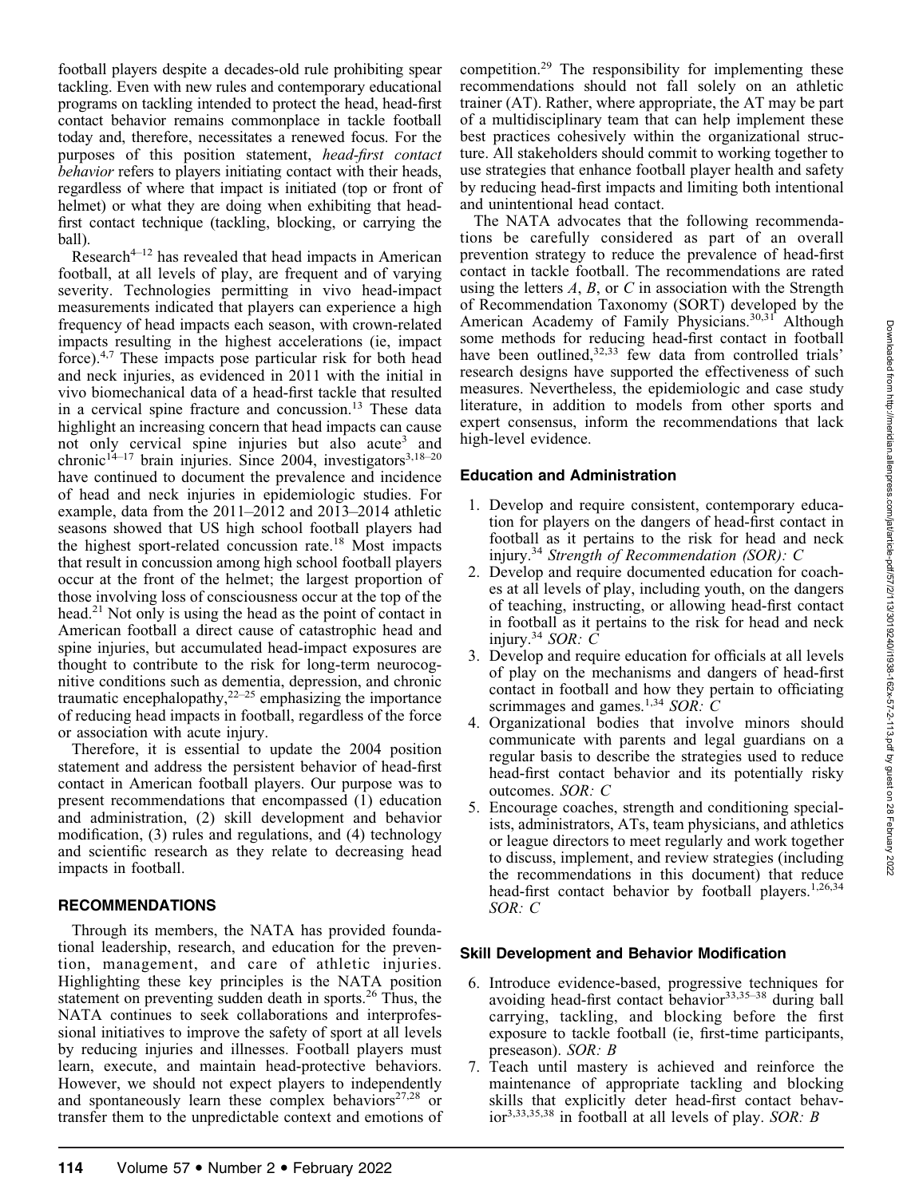football players despite a decades-old rule prohibiting spear tackling. Even with new rules and contemporary educational programs on tackling intended to protect the head, head-first contact behavior remains commonplace in tackle football today and, therefore, necessitates a renewed focus. For the purposes of this position statement, *head-first contact behavior* refers to players initiating contact with their heads, regardless of where that impact is initiated (top or front of helmet) or what they are doing when exhibiting that head-first contact technique (tackling, blocking, or carrying the ball).

Research[4–12] has revealed that head impacts in American football, at all levels of play, are frequent and of varying severity. Technologies permitting in vivo head-impact measurements indicated that players can experience a high frequency of head impacts each season, with crown-related impacts resulting in the highest accelerations (ie, impact force).[4,7] These impacts pose particular risk for both head and neck injuries, as evidenced in 2011 with the initial in vivo biomechanical data of a head-first tackle that resulted in a cervical spine fracture and concussion.[13] These data highlight an increasing concern that head impacts can cause not only cervical spine injuries but also acute[3] and chronic[14–17] brain injuries. Since 2004, investigators[3,18–20] have continued to document the prevalence and incidence of head and neck injuries in epidemiologic studies. For example, data from the 2011–2012 and 2013–2014 athletic seasons showed that US high school football players had the highest sport-related concussion rate.[18] Most impacts that result in concussion among high school football players occur at the front of the helmet; the largest proportion of those involving loss of consciousness occur at the top of the head.[21] Not only is using the head as the point of contact in American football a direct cause of catastrophic head and spine injuries, but accumulated head-impact exposures are thought to contribute to the risk for long-term neurocognitive conditions such as dementia, depression, and chronic traumatic encephalopathy,[22–25] emphasizing the importance of reducing head impacts in football, regardless of the force or association with acute injury.

Therefore, it is essential to update the 2004 position statement and address the persistent behavior of head-first contact in American football players. Our purpose was to present recommendations that encompassed (1) education and administration, (2) skill development and behavior modification, (3) rules and regulations, and (4) technology and scientific research as they relate to decreasing head impacts in football.

## RECOMMENDATIONS

Through its members, the NATA has provided foundational leadership, research, and education for the prevention, management, and care of athletic injuries. Highlighting these key principles is the NATA position statement on preventing sudden death in sports.[26] Thus, the NATA continues to seek collaborations and interprofessional initiatives to improve the safety of sport at all levels by reducing injuries and illnesses. Football players must learn, execute, and maintain head-protective behaviors. However, we should not expect players to independently and spontaneously learn these complex behaviors[27,28] or transfer them to the unpredictable context and emotions of competition.[29] The responsibility for implementing these recommendations should not fall solely on an athletic trainer (AT). Rather, where appropriate, the AT may be part of a multidisciplinary team that can help implement these best practices cohesively within the organizational structure. All stakeholders should commit to working together to use strategies that enhance football player health and safety by reducing head-first impacts and limiting both intentional and unintentional head contact.

The NATA advocates that the following recommendations be carefully considered as part of an overall prevention strategy to reduce the prevalence of head-first contact in tackle football. The recommendations are rated using the letters *A*, *B*, or *C* in association with the Strength of Recommendation Taxonomy (SORT) developed by the American Academy of Family Physicians.[30,31] Although some methods for reducing head-first contact in football have been outlined,[32,33] few data from controlled trials' research designs have supported the effectiveness of such measures. Nevertheless, the epidemiologic and case study literature, in addition to models from other sports and expert consensus, inform the recommendations that lack high-level evidence.

### Education and Administration

1. Develop and require consistent, contemporary education for players on the dangers of head-first contact in football as it pertains to the risk for head and neck injury.[34] *Strength of Recommendation (SOR): C*
2. Develop and require documented education for coaches at all levels of play, including youth, on the dangers of teaching, instructing, or allowing head-first contact in football as it pertains to the risk for head and neck injury.[34] *SOR: C*
3. Develop and require education for officials at all levels of play on the mechanisms and dangers of head-first contact in football and how they pertain to officiating scrimmages and games.[1,34] *SOR: C*
4. Organizational bodies that involve minors should communicate with parents and legal guardians on a regular basis to describe the strategies used to reduce head-first contact behavior and its potentially risky outcomes. *SOR: C*
5. Encourage coaches, strength and conditioning specialists, administrators, ATs, team physicians, and athletics or league directors to meet regularly and work together to discuss, implement, and review strategies (including the recommendations in this document) that reduce head-first contact behavior by football players.[1,26,34] *SOR: C*

### Skill Development and Behavior Modification

6. Introduce evidence-based, progressive techniques for avoiding head-first contact behavior[33,35–38] during ball carrying, tackling, and blocking before the first exposure to tackle football (ie, first-time participants, preseason). *SOR: B*
7. Teach until mastery is achieved and reinforce the maintenance of appropriate tackling and blocking skills that explicitly deter head-first contact behavior[3,33,35,38] in football at all levels of play. *SOR: B*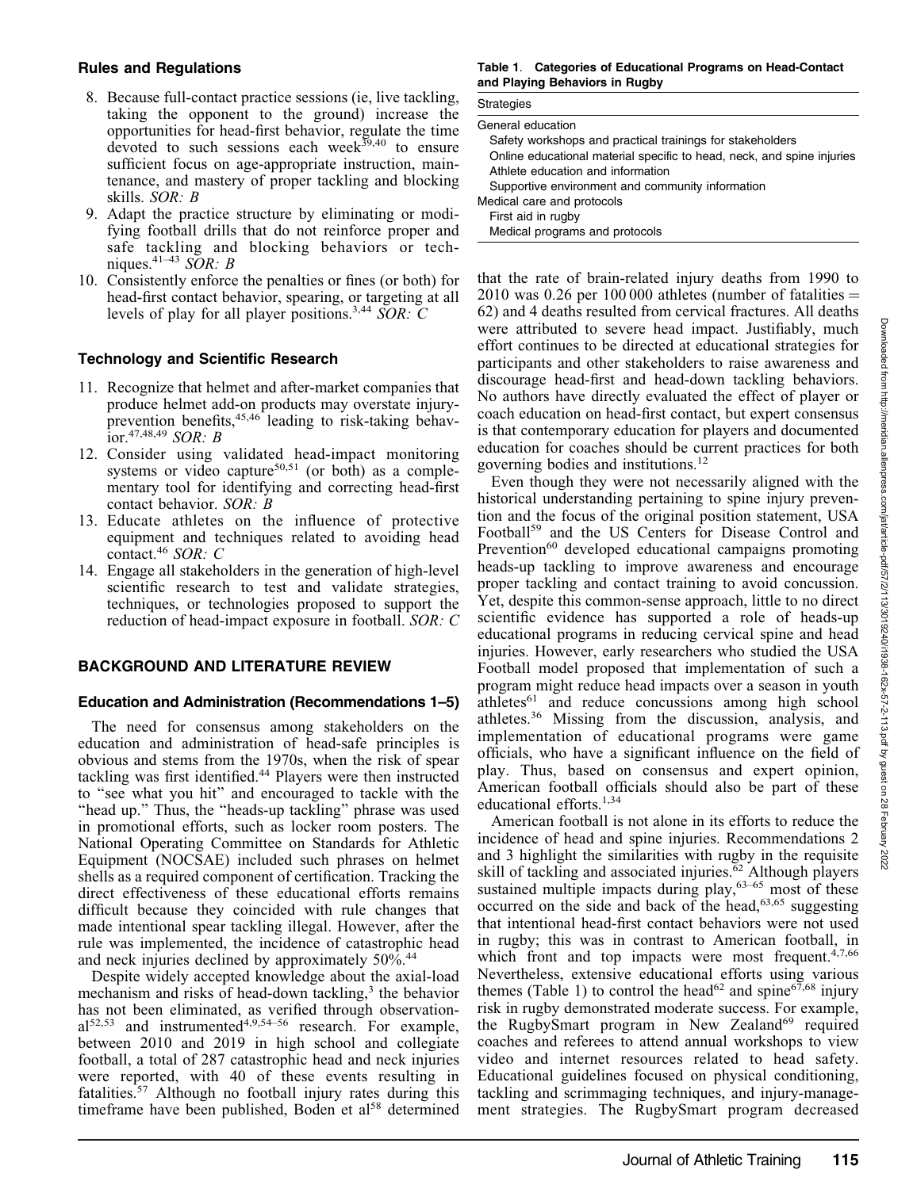### Rules and Regulations

8. Because full-contact practice sessions (ie, live tackling, taking the opponent to the ground) increase the opportunities for head-first behavior, regulate the time devoted to such sessions each week[39,40] to ensure sufficient focus on age-appropriate instruction, maintenance, and mastery of proper tackling and blocking skills. *SOR: B*
9. Adapt the practice structure by eliminating or modifying football drills that do not reinforce proper and safe tackling and blocking behaviors or techniques.[41–43] *SOR: B*
10. Consistently enforce the penalties or fines (or both) for head-first contact behavior, spearing, or targeting at all levels of play for all player positions.[3,44] *SOR: C*

### Technology and Scientific Research

11. Recognize that helmet and after-market companies that produce helmet add-on products may overstate injury-prevention benefits,[45,46] leading to risk-taking behavior.[47,48,49] *SOR: B*
12. Consider using validated head-impact monitoring systems or video capture[50,51] (or both) as a complementary tool for identifying and correcting head-first contact behavior. *SOR: B*
13. Educate athletes on the influence of protective equipment and techniques related to avoiding head contact.[46] *SOR: C*
14. Engage all stakeholders in the generation of high-level scientific research to test and validate strategies, techniques, or technologies proposed to support the reduction of head-impact exposure in football. *SOR: C*

## BACKGROUND AND LITERATURE REVIEW

### Education and Administration (Recommendations 1–5)

The need for consensus among stakeholders on the education and administration of head-safe principles is obvious and stems from the 1970s, when the risk of spear tackling was first identified.[44] Players were then instructed to "see what you hit" and encouraged to tackle with the "head up." Thus, the "heads-up tackling" phrase was used in promotional efforts, such as locker room posters. The National Operating Committee on Standards for Athletic Equipment (NOCSAE) included such phrases on helmet shells as a required component of certification. Tracking the direct effectiveness of these educational efforts remains difficult because they coincided with rule changes that made intentional spear tackling illegal. However, after the rule was implemented, the incidence of catastrophic head and neck injuries declined by approximately 50%.[44]

Despite widely accepted knowledge about the axial-load mechanism and risks of head-down tackling,[3] the behavior has not been eliminated, as verified through observational[52,53] and instrumented[4,9,54–56] research. For example, between 2010 and 2019 in high school and collegiate football, a total of 287 catastrophic head and neck injuries were reported, with 40 of these events resulting in fatalities.[57] Although no football injury rates during this timeframe have been published, Boden et al[58] determined that the rate of brain-related injury deaths from 1990 to 2010 was 0.26 per 100 000 athletes (number of fatalities = 62) and 4 deaths resulted from cervical fractures. All deaths were attributed to severe head impact. Justifiably, much effort continues to be directed at educational strategies for participants and other stakeholders to raise awareness and discourage head-first and head-down tackling behaviors. No authors have directly evaluated the effect of player or coach education on head-first contact, but expert consensus is that contemporary education for players and documented education for coaches should be current practices for both governing bodies and institutions.[12]

**Table 1. Categories of Educational Programs on Head-Contact and Playing Behaviors in Rugby**

| Strategies |
| --- |
| General education |
| Safety workshops and practical trainings for stakeholders |
| Online educational material specific to head, neck, and spine injuries |
| Athlete education and information |
| Supportive environment and community information |
| Medical care and protocols |
| First aid in rugby |
| Medical programs and protocols |

Even though they were not necessarily aligned with the historical understanding pertaining to spine injury prevention and the focus of the original position statement, USA Football[59] and the US Centers for Disease Control and Prevention[60] developed educational campaigns promoting heads-up tackling to improve awareness and encourage proper tackling and contact training to avoid concussion. Yet, despite this common-sense approach, little to no direct scientific evidence has supported a role of heads-up educational programs in reducing cervical spine and head injuries. However, early researchers who studied the USA Football model proposed that implementation of such a program might reduce head impacts over a season in youth athletes[61] and reduce concussions among high school athletes.[36] Missing from the discussion, analysis, and implementation of educational programs were game officials, who have a significant influence on the field of play. Thus, based on consensus and expert opinion, American football officials should also be part of these educational efforts.[1,34]

American football is not alone in its efforts to reduce the incidence of head and spine injuries. Recommendations 2 and 3 highlight the similarities with rugby in the requisite skill of tackling and associated injuries.[62] Although players sustained multiple impacts during play,[63–65] most of these occurred on the side and back of the head,[63,65] suggesting that intentional head-first contact behaviors were not used in rugby; this was in contrast to American football, in which front and top impacts were most frequent.[4,7,66] Nevertheless, extensive educational efforts using various themes (Table 1) to control the head[62] and spine[67,68] injury risk in rugby demonstrated moderate success. For example, the RugbySmart program in New Zealand[69] required coaches and referees to attend annual workshops to view video and internet resources related to head safety. Educational guidelines focused on physical conditioning, tackling and scrimmaging techniques, and injury-management strategies. The RugbySmart program decreased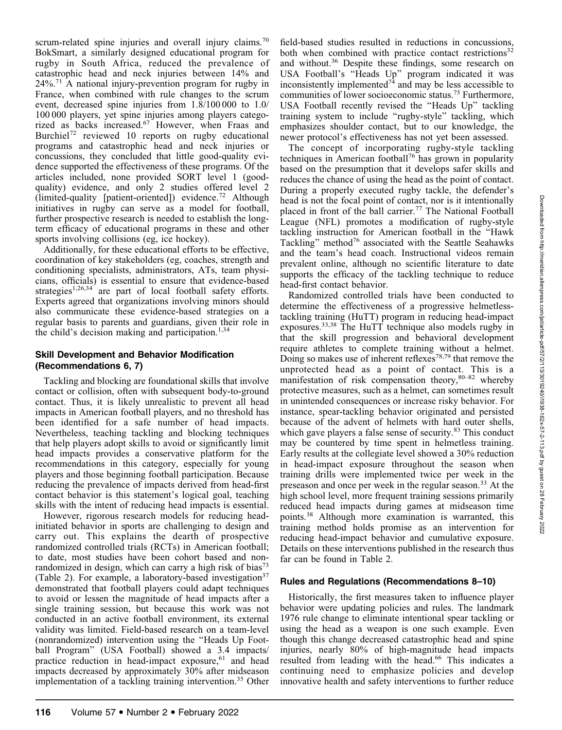scrum-related spine injuries and overall injury claims.[70] BokSmart, a similarly designed educational program for rugby in South Africa, reduced the prevalence of catastrophic head and neck injuries between 14% and 24%.[71] A national injury-prevention program for rugby in France, when combined with rule changes to the scrum event, decreased spine injuries from 1.8/100 000 to 1.0/100 000 players, yet spine injuries among players categorized as backs increased.[67] However, when Fraas and Burchiel[72] reviewed 10 reports on rugby educational programs and catastrophic head and neck injuries or concussions, they concluded that little good-quality evidence supported the effectiveness of these programs. Of the articles included, none provided SORT level 1 (good-quality) evidence, and only 2 studies offered level 2 (limited-quality [patient-oriented]) evidence.[72] Although initiatives in rugby can serve as a model for football, further prospective research is needed to establish the long-term efficacy of educational programs in these and other sports involving collisions (eg, ice hockey).

Additionally, for these educational efforts to be effective, coordination of key stakeholders (eg, coaches, strength and conditioning specialists, administrators, ATs, team physicians, officials) is essential to ensure that evidence-based strategies[1,26,34] are part of local football safety efforts. Experts agreed that organizations involving minors should also communicate these evidence-based strategies on a regular basis to parents and guardians, given their role in the child's decision making and participation.[1,34]

### Skill Development and Behavior Modification (Recommendations 6, 7)

Tackling and blocking are foundational skills that involve contact or collision, often with subsequent body-to-ground contact. Thus, it is likely unrealistic to prevent all head impacts in American football players, and no threshold has been identified for a safe number of head impacts. Nevertheless, teaching tackling and blocking techniques that help players adopt skills to avoid or significantly limit head impacts provides a conservative platform for the recommendations in this category, especially for young players and those beginning football participation. Because reducing the prevalence of impacts derived from head-first contact behavior is this statement's logical goal, teaching skills with the intent of reducing head impacts is essential.

However, rigorous research models for reducing head-initiated behavior in sports are challenging to design and carry out. This explains the dearth of prospective randomized controlled trials (RCTs) in American football; to date, most studies have been cohort based and nonrandomized in design, which can carry a high risk of bias[73] (Table 2). For example, a laboratory-based investigation[37] demonstrated that football players could adapt techniques to avoid or lessen the magnitude of head impacts after a single training session, but because this work was not conducted in an active football environment, its external validity was limited. Field-based research on a team-level (nonrandomized) intervention using the "Heads Up Football Program" (USA Football) showed a 3.4 impacts/practice reduction in head-impact exposure,[61] and head impacts decreased by approximately 30% after midseason implementation of a tackling training intervention.[35] Other field-based studies resulted in reductions in concussions, both when combined with practice contact restrictions[32] and without.[36] Despite these findings, some research on USA Football's "Heads Up" program indicated it was inconsistently implemented[74] and may be less accessible to communities of lower socioeconomic status.[75] Furthermore, USA Football recently revised the "Heads Up" tackling training system to include "rugby-style" tackling, which emphasizes shoulder contact, but to our knowledge, the newer protocol's effectiveness has not yet been assessed.

The concept of incorporating rugby-style tackling techniques in American football[76] has grown in popularity based on the presumption that it develops safer skills and reduces the chance of using the head as the point of contact. During a properly executed rugby tackle, the defender's head is not the focal point of contact, nor is it intentionally placed in front of the ball carrier.[77] The National Football League (NFL) promotes a modification of rugby-style tackling instruction for American football in the "Hawk Tackling" method[76] associated with the Seattle Seahawks and the team's head coach. Instructional videos remain prevalent online, although no scientific literature to date supports the efficacy of the tackling technique to reduce head-first contact behavior.

Randomized controlled trials have been conducted to determine the effectiveness of a progressive helmetless-tackling training (HuTT) program in reducing head-impact exposures.[33,38] The HuTT technique also models rugby in that the skill progression and behavioral development require athletes to complete training without a helmet. Doing so makes use of inherent reflexes[78,79] that remove the unprotected head as a point of contact. This is a manifestation of risk compensation theory,[80–82] whereby protective measures, such as a helmet, can sometimes result in unintended consequences or increase risky behavior. For instance, spear-tackling behavior originated and persisted because of the advent of helmets with hard outer shells, which gave players a false sense of security.[83] This conduct may be countered by time spent in helmetless training. Early results at the collegiate level showed a 30% reduction in head-impact exposure throughout the season when training drills were implemented twice per week in the preseason and once per week in the regular season.[33] At the high school level, more frequent training sessions primarily reduced head impacts during games at midseason time points.[38] Although more examination is warranted, this training method holds promise as an intervention for reducing head-impact behavior and cumulative exposure. Details on these interventions published in the research thus far can be found in Table 2.

### Rules and Regulations (Recommendations 8–10)

Historically, the first measures taken to influence player behavior were updating policies and rules. The landmark 1976 rule change to eliminate intentional spear tackling or using the head as a weapon is one such example. Even though this change decreased catastrophic head and spine injuries, nearly 80% of high-magnitude head impacts resulted from leading with the head.[66] This indicates a continuing need to emphasize policies and develop innovative health and safety interventions to further reduce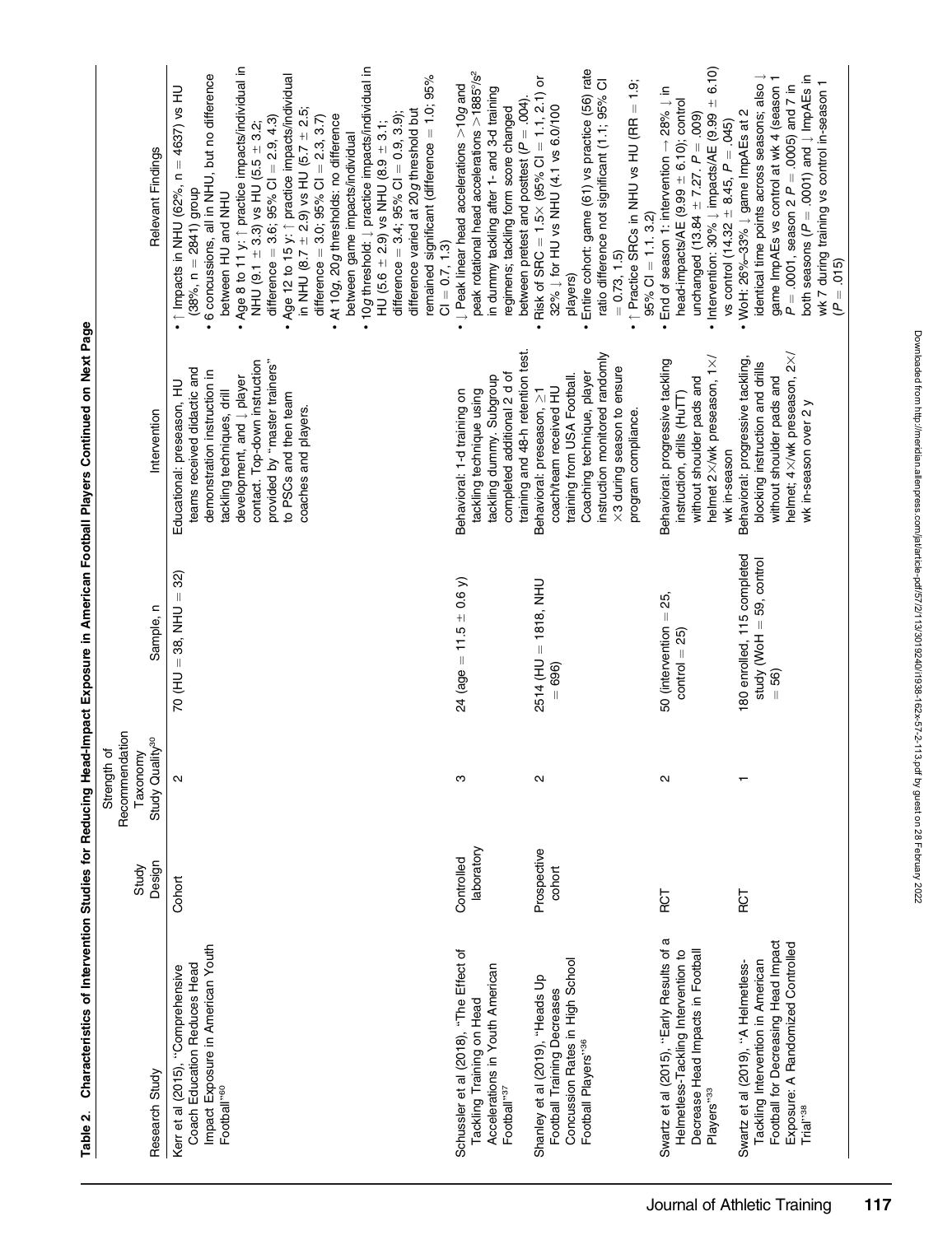**Table 2. Characteristics of Intervention Studies for Reducing Head-Impact Exposure in American Football Players Continued on Next Page**

| Research Study | Study Design | Strength of Recommendation Taxonomy Study Quality[30] | Sample, n | Intervention | Relevant Findings |
|---|---|---|---|---|---|
| Kerr et al (2015), "Comprehensive Coach Education Reduces Head Impact Exposure in American Youth Football"[60] | Cohort | 2 | 70 (HU = 38, NHU = 32) | Educational: preseason, HU teams received didactic and demonstration instruction in tackling techniques, drill development, and ↓ player contact. Top-down instruction provided by "master trainers" to PSCs and then team coaches and players. | • ↑ Impacts in NHU (62%, n = 4637) vs HU (38%, n = 2841) group<br>• 6 concussions, all in NHU, but no difference between HU and NHU<br>• Age 8 to 11 y: ↑ practice impacts/individual in NHU (9.1 ± 3.3) vs HU (5.5 ± 3.2; difference = 3.6; 95% CI = 2.9, 4.3)<br>• Age 12 to 15 y: ↑ practice impacts/individual in NHU (8.7 ± 2.9) vs HU (5.7 ± 2.5; difference = 3.0; 95% CI = 2.3, 3.7)<br>• At 10*g*, 20*g* thresholds: no difference between game impacts/individual<br>• 10*g* threshold: ↓ practice impacts/individual in HU (5.6 ± 2.9) vs NHU (8.9 ± 3.1; difference = 3.4; 95% CI = 0.9, 3.9); difference varied at 20*g* threshold but remained significant (difference = 1.0; 95% CI = 0.7, 1.3) |
| Schussler et al (2018), "The Effect of Tackling Training on Head Accelerations in Youth American Football"[37] | Controlled laboratory | 3 | 24 (age = 11.5 ± 0.6 y) | Behavioral: 1-d training on tackling technique using tackling dummy. Subgroup completed additional 2 d of training and 48-h retention test. | • ↓ Peak linear head accelerations >10*g* and peak rotational head accelerations >1885°/s² in dummy tackling after 1- and 3-d training regimens; tackling form score changed between pretest and posttest (*P* = .004). |
| Shanley et al (2019), "Heads Up Football Training Decreases Concussion Rates in High School Football Players"[36] | Prospective cohort | 2 | 2514 (HU = 1818, NHU = 696) | Behavioral: preseason, ≥1 coach/team received HU training from USA Football. Coaching technique, player instruction monitored randomly ×3 during season to ensure program compliance. | • Risk of SRC = 1.5× (95% CI = 1.1, 2.1) or 32% ↓ for HU vs NHU (4.1 vs 6.0/100 players)<br>• Entire cohort: game (61) vs practice (56) rate ratio difference not significant (1.1; 95% CI = 0.73, 1.5)<br>• ↑ Practice SRCs in NHU vs HU (RR = 1.9; 95% CI = 1.1, 3.2) |
| Swartz et al (2015), "Early Results of a Helmetless-Tackling Intervention to Decrease Head Impacts in Football Players"[33] | RCT | 2 | 50 (intervention = 25, control = 25) | Behavioral: progressive tackling instruction, drills (HuTT) without shoulder pads and helmet 2×/wk preseason, 1×/wk in-season | • End of season 1: intervention → 28% ↓ in head-impacts/AE (9.99 ± 6.10); control unchanged (13.84 ± 7.27, *P* = .009)<br>• Intervention: 30% ↓ impacts/AE (9.99 ± 6.10) vs control (14.32 ± 8.45, *P* = .045) |
| Swartz et al (2019), "A Helmetless-Tackling Intervention in American Football for Decreasing Head Impact Exposure: A Randomized Controlled Trial"[38] | RCT | 1 | 180 enrolled, 115 completed study (WoH = 59, control = 56) | Behavioral: progressive tackling, blocking instruction and drills without shoulder pads and helmet; 4×/wk preseason, 2×/wk in-season over 2 y | • WoH: 26%–33% ↓ game ImpAEs at 2 identical time points across seasons; also ↓ game ImpAEs vs control at wk 4 (season 1 *P* = .0001, season 2 *P* = .0005) and 7 in both seasons (*P* = .0001) and ↓ ImpAEs in wk 7 during training vs control in-season 1 (*P* = .015) |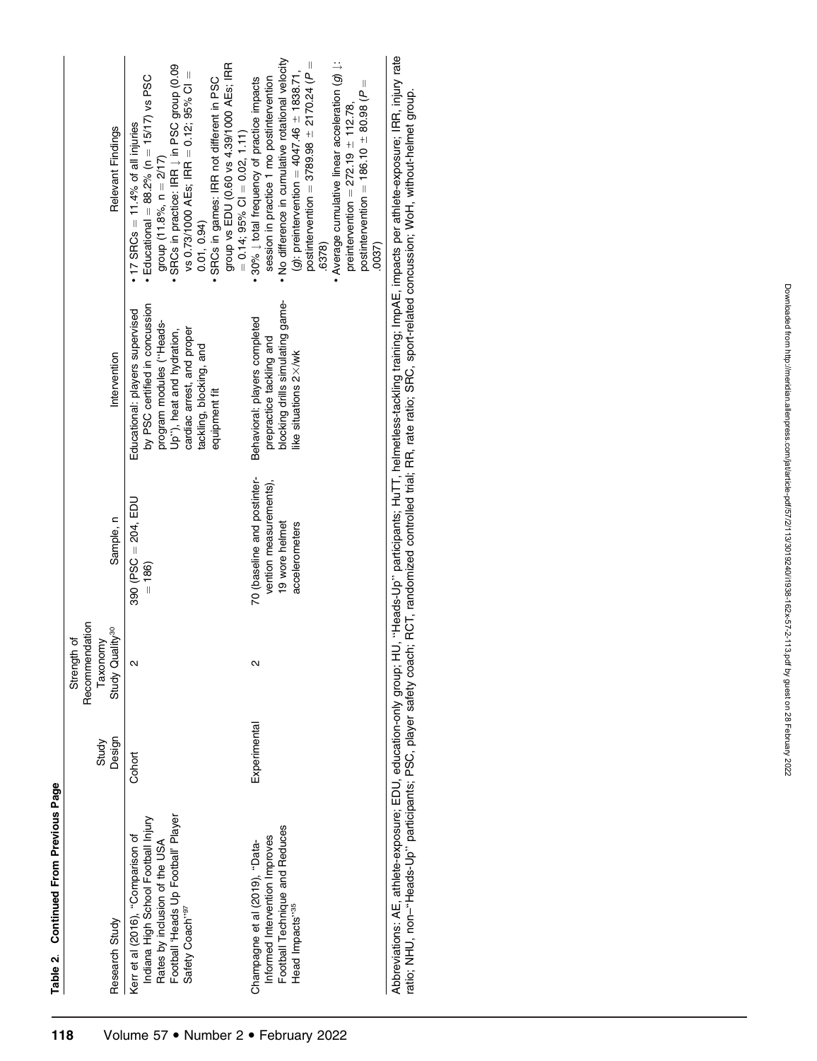**Table 2. Continued From Previous Page**

| Research Study | Study Design | Strength of Recommendation Taxonomy Study Quality[30] | Sample, n | Intervention | Relevant Findings |
|---|---|---|---|---|---|
| Kerr et al (2016), "Comparison of Indiana High School Football Injury Rates by inclusion of the USA Football 'Heads Up Football' Player Safety Coach"[97] | Cohort | 2 | 390 (PSC = 204, EDU = 186) | Educational: players supervised by PSC certified in concussion program modules ("Heads-Up"), heat and hydration, cardiac arrest, and proper tackling, blocking, and equipment fit | • 17 SRCs = 11.4% of all injuries<br>• Educational = 88.2% (n = 15/17) vs PSC group (11.8%, n = 2/17)<br>• SRCs in practice: IRR ↓ in PSC group (0.09 vs 0.73/1000 AEs; IRR = 0.12; 95% CI = 0.01, 0.94)<br>• SRCs in games: IRR not different in PSC group vs EDU (0.60 vs 4.39/1000 AEs; IRR = 0.14; 95% CI = 0.02, 1.11) |
| Champagne et al (2019), "Data-Informed Intervention Improves Football Technique and Reduces Head Impacts"[35] | Experimental | 2 | 70 (baseline and postintervention measurements), 19 wore helmet accelerometers | Behavioral: players completed prepractice tackling and blocking drills simulating game-like situations 2×/wk | • 30% ↓ total frequency of practice impacts session in practice 1 mo postintervention<br>• No difference in cumulative rotational velocity (*g*): preintervention = 4047.46 ± 1838.71, postintervention = 3789.98 ± 2170.24 (*P* = .6378)<br>• Average cumulative linear acceleration (*g*) ↓: preintervention = 272.19 ± 112.78, postintervention = 186.10 ± 80.98 (*P* = .0037) |

Abbreviations: AE, athlete-exposure; EDU, education-only group; HU, "Heads-Up" participants; HuTT, helmetless-tackling training; ImpAE, impacts per athlete-exposure; IRR, injury rate ratio; NHU, non–"Heads-Up" participants; PSC, player safety coach; RCT, randomized controlled trial; RR, rate ratio; SRC, sport-related concussion; WoH, without-helmet group.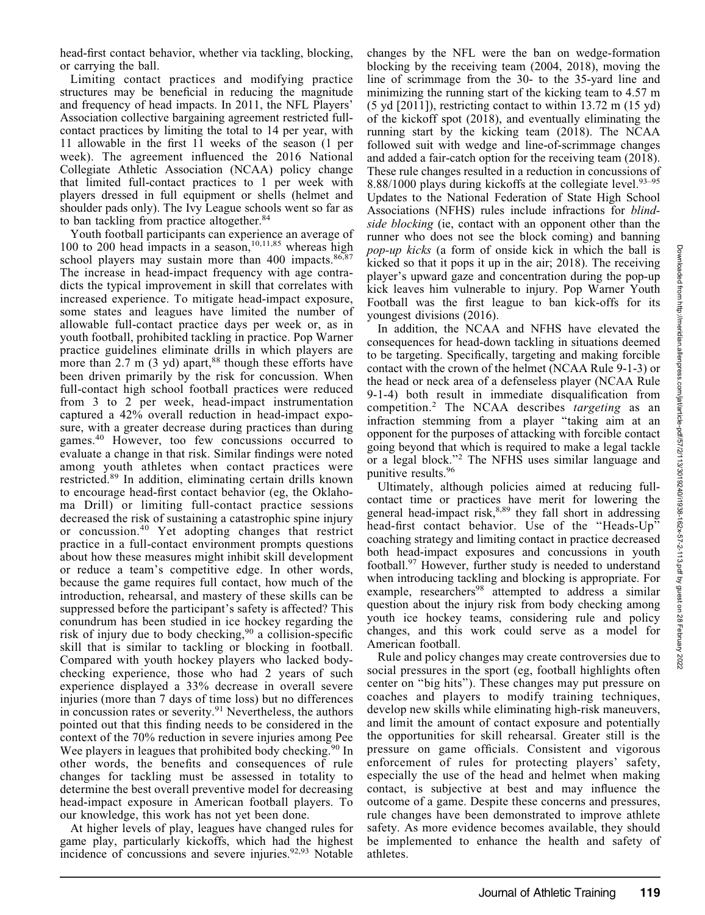head-first contact behavior, whether via tackling, blocking, or carrying the ball.

Limiting contact practices and modifying practice structures may be beneficial in reducing the magnitude and frequency of head impacts. In 2011, the NFL Players' Association collective bargaining agreement restricted full-contact practices by limiting the total to 14 per year, with 11 allowable in the first 11 weeks of the season (1 per week). The agreement influenced the 2016 National Collegiate Athletic Association (NCAA) policy change that limited full-contact practices to 1 per week with players dressed in full equipment or shells (helmet and shoulder pads only). The Ivy League schools went so far as to ban tackling from practice altogether.[84]

Youth football participants can experience an average of 100 to 200 head impacts in a season,[10,11,85] whereas high school players may sustain more than 400 impacts.[86,87] The increase in head-impact frequency with age contradicts the typical improvement in skill that correlates with increased experience. To mitigate head-impact exposure, some states and leagues have limited the number of allowable full-contact practice days per week or, as in youth football, prohibited tackling in practice. Pop Warner practice guidelines eliminate drills in which players are more than 2.7 m (3 yd) apart,[88] though these efforts have been driven primarily by the risk for concussion. When full-contact high school football practices were reduced from 3 to 2 per week, head-impact instrumentation captured a 42% overall reduction in head-impact exposure, with a greater decrease during practices than during games.[40] However, too few concussions occurred to evaluate a change in that risk. Similar findings were noted among youth athletes when contact practices were restricted.[89] In addition, eliminating certain drills known to encourage head-first contact behavior (eg, the Oklahoma Drill) or limiting full-contact practice sessions decreased the risk of sustaining a catastrophic spine injury or concussion.[40] Yet adopting changes that restrict practice in a full-contact environment prompts questions about how these measures might inhibit skill development or reduce a team's competitive edge. In other words, because the game requires full contact, how much of the introduction, rehearsal, and mastery of these skills can be suppressed before the participant's safety is affected? This conundrum has been studied in ice hockey regarding the risk of injury due to body checking,[90] a collision-specific skill that is similar to tackling or blocking in football. Compared with youth hockey players who lacked body-checking experience, those who had 2 years of such experience displayed a 33% decrease in overall severe injuries (more than 7 days of time loss) but no differences in concussion rates or severity.[91] Nevertheless, the authors pointed out that this finding needs to be considered in the context of the 70% reduction in severe injuries among Pee Wee players in leagues that prohibited body checking.[90] In other words, the benefits and consequences of rule changes for tackling must be assessed in totality to determine the best overall preventive model for decreasing head-impact exposure in American football players. To our knowledge, this work has not yet been done.

At higher levels of play, leagues have changed rules for game play, particularly kickoffs, which had the highest incidence of concussions and severe injuries.[92,93] Notable changes by the NFL were the ban on wedge-formation blocking by the receiving team (2004, 2018), moving the line of scrimmage from the 30- to the 35-yard line and minimizing the running start of the kicking team to 4.57 m (5 yd [2011]), restricting contact to within 13.72 m (15 yd) of the kickoff spot (2018), and eventually eliminating the running start by the kicking team (2018). The NCAA followed suit with wedge and line-of-scrimmage changes and added a fair-catch option for the receiving team (2018). These rule changes resulted in a reduction in concussions of 8.88/1000 plays during kickoffs at the collegiate level.[93–95] Updates to the National Federation of State High School Associations (NFHS) rules include infractions for *blind-side blocking* (ie, contact with an opponent other than the runner who does not see the block coming) and banning *pop-up kicks* (a form of onside kick in which the ball is kicked so that it pops it up in the air; 2018). The receiving player's upward gaze and concentration during the pop-up kick leaves him vulnerable to injury. Pop Warner Youth Football was the first league to ban kick-offs for its youngest divisions (2016).

In addition, the NCAA and NFHS have elevated the consequences for head-down tackling in situations deemed to be targeting. Specifically, targeting and making forcible contact with the crown of the helmet (NCAA Rule 9-1-3) or the head or neck area of a defenseless player (NCAA Rule 9-1-4) both result in immediate disqualification from competition.[2] The NCAA describes *targeting* as an infraction stemming from a player "taking aim at an opponent for the purposes of attacking with forcible contact going beyond that which is required to make a legal tackle or a legal block."[2] The NFHS uses similar language and punitive results.[96]

Ultimately, although policies aimed at reducing full-contact time or practices have merit for lowering the general head-impact risk,[8,89] they fall short in addressing head-first contact behavior. Use of the "Heads-Up" coaching strategy and limiting contact in practice decreased both head-impact exposures and concussions in youth football.[97] However, further study is needed to understand when introducing tackling and blocking is appropriate. For example, researchers[98] attempted to address a similar question about the injury risk from body checking among youth ice hockey teams, considering rule and policy changes, and this work could serve as a model for American football.

Rule and policy changes may create controversies due to social pressures in the sport (eg, football highlights often center on "big hits"). These changes may put pressure on coaches and players to modify training techniques, develop new skills while eliminating high-risk maneuvers, and limit the amount of contact exposure and potentially the opportunities for skill rehearsal. Greater still is the pressure on game officials. Consistent and vigorous enforcement of rules for protecting players' safety, especially the use of the head and helmet when making contact, is subjective at best and may influence the outcome of a game. Despite these concerns and pressures, rule changes have been demonstrated to improve athlete safety. As more evidence becomes available, they should be implemented to enhance the health and safety of athletes.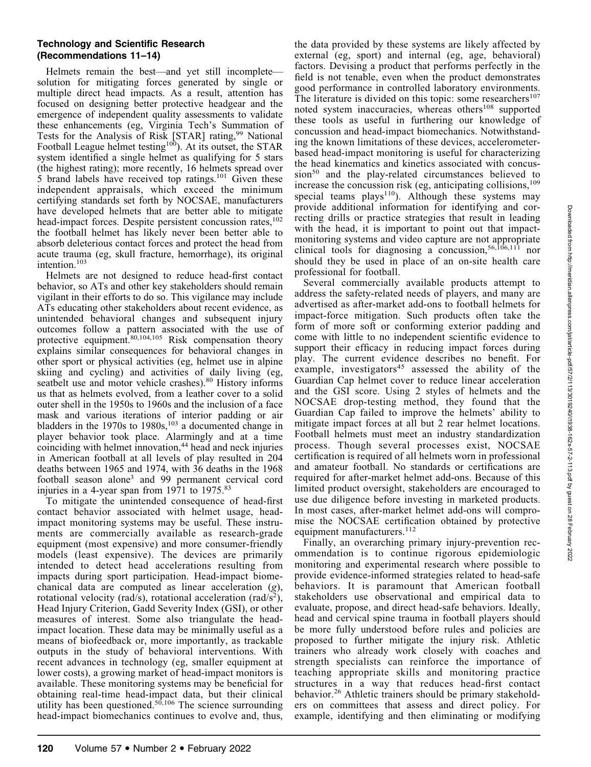### Technology and Scientific Research (Recommendations 11–14)

Helmets remain the best—and yet still incomplete—solution for mitigating forces generated by single or multiple direct head impacts. As a result, attention has focused on designing better protective headgear and the emergence of independent quality assessments to validate these enhancements (eg, Virginia Tech's Summation of Tests for the Analysis of Risk [STAR] rating,[99] National Football League helmet testing[100]). At its outset, the STAR system identified a single helmet as qualifying for 5 stars (the highest rating); more recently, 16 helmets spread over 5 brand labels have received top ratings.[101] Given these independent appraisals, which exceed the minimum certifying standards set forth by NOCSAE, manufacturers have developed helmets that are better able to mitigate head-impact forces. Despite persistent concussion rates,[102] the football helmet has likely never been better able to absorb deleterious contact forces and protect the head from acute trauma (eg, skull fracture, hemorrhage), its original intention.[103]

Helmets are not designed to reduce head-first contact behavior, so ATs and other key stakeholders should remain vigilant in their efforts to do so. This vigilance may include ATs educating other stakeholders about recent evidence, as unintended behavioral changes and subsequent injury outcomes follow a pattern associated with the use of protective equipment.[80,104,105] Risk compensation theory explains similar consequences for behavioral changes in other sport or physical activities (eg, helmet use in alpine skiing and cycling) and activities of daily living (eg, seatbelt use and motor vehicle crashes).[80] History informs us that as helmets evolved, from a leather cover to a solid outer shell in the 1950s to 1960s and the inclusion of a face mask and various iterations of interior padding or air bladders in the 1970s to 1980s,[103] a documented change in player behavior took place. Alarmingly and at a time coinciding with helmet innovation,[44] head and neck injuries in American football at all levels of play resulted in 204 deaths between 1965 and 1974, with 36 deaths in the 1968 football season alone[3] and 99 permanent cervical cord injuries in a 4-year span from 1971 to 1975.[83]

To mitigate the unintended consequence of head-first contact behavior associated with helmet usage, head-impact monitoring systems may be useful. These instruments are commercially available as research-grade equipment (most expensive) and more consumer-friendly models (least expensive). The devices are primarily intended to detect head accelerations resulting from impacts during sport participation. Head-impact biomechanical data are computed as linear acceleration (*g*), rotational velocity (rad/s), rotational acceleration (rad/$s^2$), Head Injury Criterion, Gadd Severity Index (GSI), or other measures of interest. Some also triangulate the head-impact location. These data may be minimally useful as a means of biofeedback or, more importantly, as trackable outputs in the study of behavioral interventions. With recent advances in technology (eg, smaller equipment at lower costs), a growing market of head-impact monitors is available. These monitoring systems may be beneficial for obtaining real-time head-impact data, but their clinical utility has been questioned.[50,106] The science surrounding head-impact biomechanics continues to evolve and, thus, the data provided by these systems are likely affected by external (eg, sport) and internal (eg, age, behavioral) factors. Devising a product that performs perfectly in the field is not tenable, even when the product demonstrates good performance in controlled laboratory environments. The literature is divided on this topic: some researchers[107] noted system inaccuracies, whereas others[108] supported these tools as useful in furthering our knowledge of concussion and head-impact biomechanics. Notwithstanding the known limitations of these devices, accelerometer-based head-impact monitoring is useful for characterizing the head kinematics and kinetics associated with concussion[50] and the play-related circumstances believed to increase the concussion risk (eg, anticipating collisions,[109] special teams plays[110]). Although these systems may provide additional information for identifying and correcting drills or practice strategies that result in leading with the head, it is important to point out that impact-monitoring systems and video capture are not appropriate clinical tools for diagnosing a concussion,[56,106,111] nor should they be used in place of an on-site health care professional for football.

Several commercially available products attempt to address the safety-related needs of players, and many are advertised as after-market add-ons to football helmets for impact-force mitigation. Such products often take the form of more soft or conforming exterior padding and come with little to no independent scientific evidence to support their efficacy in reducing impact forces during play. The current evidence describes no benefit. For example, investigators[45] assessed the ability of the Guardian Cap helmet cover to reduce linear acceleration and the GSI score. Using 2 styles of helmets and the NOCSAE drop-testing method, they found that the Guardian Cap failed to improve the helmets' ability to mitigate impact forces at all but 2 rear helmet locations. Football helmets must meet an industry standardization process. Though several processes exist, NOCSAE certification is required of all helmets worn in professional and amateur football. No standards or certifications are required for after-market helmet add-ons. Because of this limited product oversight, stakeholders are encouraged to use due diligence before investing in marketed products. In most cases, after-market helmet add-ons will compromise the NOCSAE certification obtained by protective equipment manufacturers.[112]

Finally, an overarching primary injury-prevention recommendation is to continue rigorous epidemiologic monitoring and experimental research where possible to provide evidence-informed strategies related to head-safe behaviors. It is paramount that American football stakeholders use observational and empirical data to evaluate, propose, and direct head-safe behaviors. Ideally, head and cervical spine trauma in football players should be more fully understood before rules and policies are proposed to further mitigate the injury risk. Athletic trainers who already work closely with coaches and strength specialists can reinforce the importance of teaching appropriate skills and monitoring practice structures in a way that reduces head-first contact behavior.[26] Athletic trainers should be primary stakeholders on committees that assess and direct policy. For example, identifying and then eliminating or modifying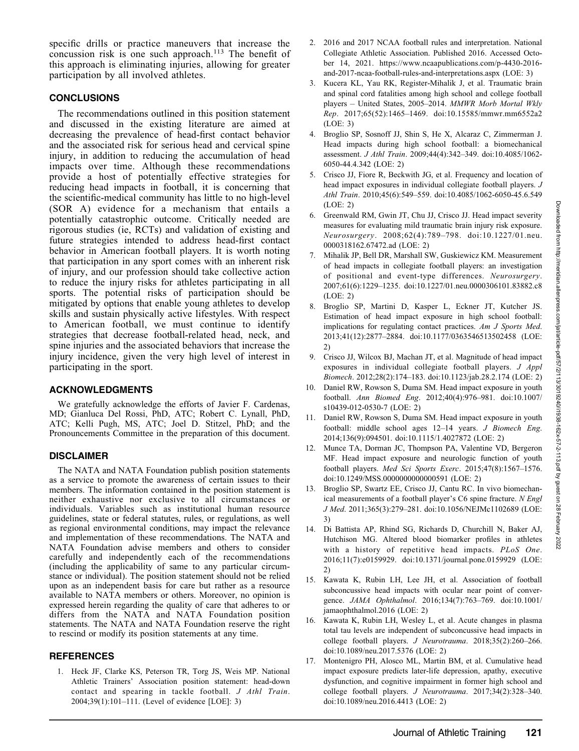specific drills or practice maneuvers that increase the concussion risk is one such approach.[113] The benefit of this approach is eliminating injuries, allowing for greater participation by all involved athletes.

## CONCLUSIONS

The recommendations outlined in this position statement and discussed in the existing literature are aimed at decreasing the prevalence of head-first contact behavior and the associated risk for serious head and cervical spine injury, in addition to reducing the accumulation of head impacts over time. Although these recommendations provide a host of potentially effective strategies for reducing head impacts in football, it is concerning that the scientific-medical community has little to no high-level (SOR A) evidence for a mechanism that entails a potentially catastrophic outcome. Critically needed are rigorous studies (ie, RCTs) and validation of existing and future strategies intended to address head-first contact behavior in American football players. It is worth noting that participation in any sport comes with an inherent risk of injury, and our profession should take collective action to reduce the injury risks for athletes participating in all sports. The potential risks of participation should be mitigated by options that enable young athletes to develop skills and sustain physically active lifestyles. With respect to American football, we must continue to identify strategies that decrease football-related head, neck, and spine injuries and the associated behaviors that increase the injury incidence, given the very high level of interest in participating in the sport.

## ACKNOWLEDGMENTS

We gratefully acknowledge the efforts of Javier F. Cardenas, MD; Gianluca Del Rossi, PhD, ATC; Robert C. Lynall, PhD, ATC; Kelli Pugh, MS, ATC; Joel D. Stitzel, PhD; and the Pronouncements Committee in the preparation of this document.

## DISCLAIMER

The NATA and NATA Foundation publish position statements as a service to promote the awareness of certain issues to their members. The information contained in the position statement is neither exhaustive nor exclusive to all circumstances or individuals. Variables such as institutional human resource guidelines, state or federal statutes, rules, or regulations, as well as regional environmental conditions, may impact the relevance and implementation of these recommendations. The NATA and NATA Foundation advise members and others to consider carefully and independently each of the recommendations (including the applicability of same to any particular circumstance or individual). The position statement should not be relied upon as an independent basis for care but rather as a resource available to NATA members or others. Moreover, no opinion is expressed herein regarding the quality of care that adheres to or differs from the NATA and NATA Foundation position statements. The NATA and NATA Foundation reserve the right to rescind or modify its position statements at any time.

## REFERENCES

1. Heck JF, Clarke KS, Peterson TR, Torg JS, Weis MP. National Athletic Trainers' Association position statement: head-down contact and spearing in tackle football. *J Athl Train*. 2004;39(1):101–111. (Level of evidence [LOE]: 3)
2. 2016 and 2017 NCAA football rules and interpretation. National Collegiate Athletic Association. Published 2016. Accessed October 14, 2021. https://www.ncaapublications.com/p-4430-2016-and-2017-ncaa-football-rules-and-interpretations.aspx (LOE: 3)
3. Kucera KL, Yau RK, Register-Mihalik J, et al. Traumatic brain and spinal cord fatalities among high school and college football players – United States, 2005–2014. *MMWR Morb Mortal Wkly Rep*. 2017;65(52):1465–1469. doi:10.15585/mmwr.mm6552a2 (LOE: 3)
4. Broglio SP, Sosnoff JJ, Shin S, He X, Alcaraz C, Zimmerman J. Head impacts during high school football: a biomechanical assessment. *J Athl Train*. 2009;44(4):342–349. doi:10.4085/1062-6050-44.4.342 (LOE: 2)
5. Crisco JJ, Fiore R, Beckwith JG, et al. Frequency and location of head impact exposures in individual collegiate football players. *J Athl Train*. 2010;45(6):549–559. doi:10.4085/1062-6050-45.6.549 (LOE: 2)
6. Greenwald RM, Gwin JT, Chu JJ, Crisco JJ. Head impact severity measures for evaluating mild traumatic brain injury risk exposure. *Neurosurgery*. 2008;62(4):789–798. doi:10.1227/01.neu.0000318162.67472.ad (LOE: 2)
7. Mihalik JP, Bell DR, Marshall SW, Guskiewicz KM. Measurement of head impacts in collegiate football players: an investigation of positional and event-type differences. *Neurosurgery*. 2007;61(6):1229–1235. doi:10.1227/01.neu.0000306101.83882.c8 (LOE: 2)
8. Broglio SP, Martini D, Kasper L, Eckner JT, Kutcher JS. Estimation of head impact exposure in high school football: implications for regulating contact practices. *Am J Sports Med*. 2013;41(12):2877–2884. doi:10.1177/0363546513502458 (LOE: 2)
9. Crisco JJ, Wilcox BJ, Machan JT, et al. Magnitude of head impact exposures in individual collegiate football players. *J Appl Biomech*. 2012;28(2):174–183. doi:10.1123/jab.28.2.174 (LOE: 2)
10. Daniel RW, Rowson S, Duma SM. Head impact exposure in youth football. *Ann Biomed Eng*. 2012;40(4):976–981. doi:10.1007/s10439-012-0530-7 (LOE: 2)
11. Daniel RW, Rowson S, Duma SM. Head impact exposure in youth football: middle school ages 12–14 years. *J Biomech Eng*. 2014;136(9):094501. doi:10.1115/1.4027872 (LOE: 2)
12. Munce TA, Dorman JC, Thompson PA, Valentine VD, Bergeron MF. Head impact exposure and neurologic function of youth football players. *Med Sci Sports Exerc*. 2015;47(8):1567–1576. doi:10.1249/MSS.0000000000000591 (LOE: 2)
13. Broglio SP, Swartz EE, Crisco JJ, Cantu RC. In vivo biomechanical measurements of a football player's C6 spine fracture. *N Engl J Med*. 2011;365(3):279–281. doi:10.1056/NEJMc1102689 (LOE: 3)
14. Di Battista AP, Rhind SG, Richards D, Churchill N, Baker AJ, Hutchison MG. Altered blood biomarker profiles in athletes with a history of repetitive head impacts. *PLoS One*. 2016;11(7):e0159929. doi:10.1371/journal.pone.0159929 (LOE: 2)
15. Kawata K, Rubin LH, Lee JH, et al. Association of football subconcussive head impacts with ocular near point of convergence. *JAMA Ophthalmol*. 2016;134(7):763–769. doi:10.1001/jamaophthalmol.2016 (LOE: 2)
16. Kawata K, Rubin LH, Wesley L, et al. Acute changes in plasma total tau levels are independent of subconcussive head impacts in college football players. *J Neurotrauma*. 2018;35(2):260–266. doi:10.1089/neu.2017.5376 (LOE: 2)
17. Montenigro PH, Alosco ML, Martin BM, et al. Cumulative head impact exposure predicts later-life depression, apathy, executive dysfunction, and cognitive impairment in former high school and college football players. *J Neurotrauma*. 2017;34(2):328–340. doi:10.1089/neu.2016.4413 (LOE: 2)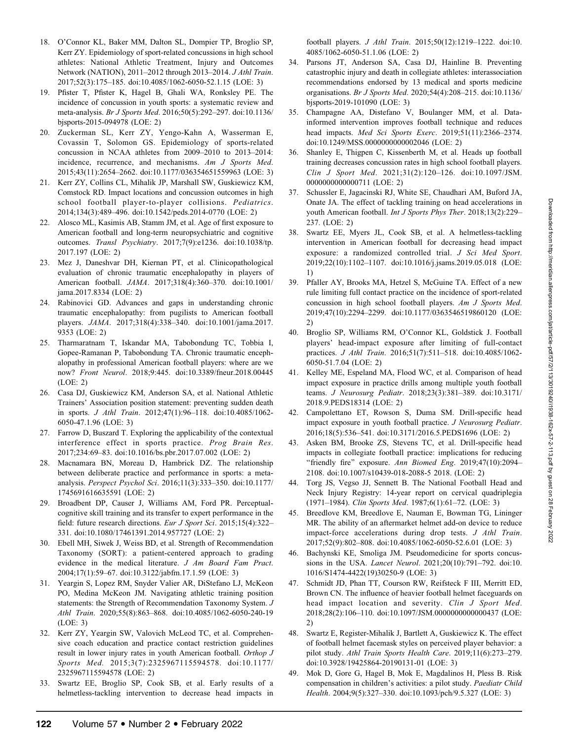18. O'Connor KL, Baker MM, Dalton SL, Dompier TP, Broglio SP, Kerr ZY. Epidemiology of sport-related concussions in high school athletes: National Athletic Treatment, Injury and Outcomes Network (NATION), 2011–2012 through 2013–2014. *J Athl Train*. 2017;52(3):175–185. doi:10.4085/1062-6050-52.1.15 (LOE: 3)
19. Pfister T, Pfister K, Hagel B, Ghali WA, Ronksley PE. The incidence of concussion in youth sports: a systematic review and meta-analysis. *Br J Sports Med*. 2016;50(5):292–297. doi:10.1136/bjsports-2015-094978 (LOE: 2)
20. Zuckerman SL, Kerr ZY, Yengo-Kahn A, Wasserman E, Covassin T, Solomon GS. Epidemiology of sports-related concussion in NCAA athletes from 2009–2010 to 2013–2014: incidence, recurrence, and mechanisms. *Am J Sports Med*. 2015;43(11):2654–2662. doi:10.1177/036354651559963 (LOE: 3)
21. Kerr ZY, Collins CL, Mihalik JP, Marshall SW, Guskiewicz KM, Comstock RD. Impact locations and concussion outcomes in high school football player-to-player collisions. *Pediatrics*. 2014;134(3):489–496. doi:10.1542/peds.2014-0770 (LOE: 2)
22. Alosco ML, Kasimis AB, Stamm JM, et al. Age of first exposure to American football and long-term neuropsychiatric and cognitive outcomes. *Transl Psychiatry*. 2017;7(9):e1236. doi:10.1038/tp.2017.197 (LOE: 2)
23. Mez J, Daneshvar DH, Kiernan PT, et al. Clinicopathological evaluation of chronic traumatic encephalopathy in players of American football. *JAMA*. 2017;318(4):360–370. doi:10.1001/jama.2017.8334 (LOE: 2)
24. Rabinovici GD. Advances and gaps in understanding chronic traumatic encephalopathy: from pugilists to American football players. *JAMA*. 2017;318(4):338–340. doi:10.1001/jama.2017.9353 (LOE: 2)
25. Tharmaratnam T, Iskandar MA, Tabobondung TC, Tobbia I, Gopee-Ramanan P, Tabobondung TA. Chronic traumatic encephalopathy in professional American football players: where are we now? *Front Neurol*. 2018;9:445. doi:10.3389/fneur.2018.00445 (LOE: 2)
26. Casa DJ, Guskiewicz KM, Anderson SA, et al. National Athletic Trainers' Association position statement: preventing sudden death in sports. *J Athl Train*. 2012;47(1):96–118. doi:10.4085/1062-6050-47.1.96 (LOE: 3)
27. Farrow D, Buszard T. Exploring the applicability of the contextual interference effect in sports practice. *Prog Brain Res*. 2017;234:69–83. doi:10.1016/bs.pbr.2017.07.002 (LOE: 2)
28. Macnamara BN, Moreau D, Hambrick DZ. The relationship between deliberate practice and performance in sports: a meta-analysis. *Perspect Psychol Sci*. 2016;11(3):333–350. doi:10.1177/1745691616635591 (LOE: 2)
29. Broadbent DP, Causer J, Williams AM, Ford PR. Perceptual-cognitive skill training and its transfer to expert performance in the field: future research directions. *Eur J Sport Sci*. 2015;15(4):322–331. doi:10.1080/17461391.2014.957727 (LOE: 2)
30. Ebell MH, Siwek J, Weiss BD, et al. Strength of Recommendation Taxonomy (SORT): a patient-centered approach to grading evidence in the medical literature. *J Am Board Fam Pract*. 2004;17(1):59–67. doi:10.3122/jabfm.17.1.59 (LOE: 3)
31. Yeargin S, Lopez RM, Snyder Valier AR, DiStefano LJ, McKeon PO, Medina McKeon JM. Navigating athletic training position statements: the Strength of Recommendation Taxonomy System. *J Athl Train*. 2020;55(8):863–868. doi:10.4085/1062-6050-240-19 (LOE: 3)
32. Kerr ZY, Yeargin SW, Valovich McLeod TC, et al. Comprehensive coach education and practice contact restriction guidelines result in lower injury rates in youth American football. *Orthop J Sports Med*. 2015;3(7):2325967115594578. doi:10.1177/2325967115594578 (LOE: 2)
33. Swartz EE, Broglio SP, Cook SB, et al. Early results of a helmetless-tackling intervention to decrease head impacts in football players. *J Athl Train*. 2015;50(12):1219–1222. doi:10.4085/1062-6050-51.1.06 (LOE: 2)
34. Parsons JT, Anderson SA, Casa DJ, Hainline B. Preventing catastrophic injury and death in collegiate athletes: interassociation recommendations endorsed by 13 medical and sports medicine organisations. *Br J Sports Med*. 2020;54(4):208–215. doi:10.1136/bjsports-2019-101090 (LOE: 3)
35. Champagne AA, Distefano V, Boulanger MM, et al. Data-informed intervention improves football technique and reduces head impacts. *Med Sci Sports Exerc*. 2019;51(11):2366–2374. doi:10.1249/MSS.0000000000002046 (LOE: 2)
36. Shanley E, Thigpen C, Kissenberth M, et al. Heads up football training decreases concussion rates in high school football players. *Clin J Sport Med*. 2021;31(2):120–126. doi:10.1097/JSM.0000000000000711 (LOE: 2)
37. Schussler E, Jagacinski RJ, White SE, Chaudhari AM, Buford JA, Onate JA. The effect of tackling training on head accelerations in youth American football. *Int J Sports Phys Ther*. 2018;13(2):229–237. (LOE: 2)
38. Swartz EE, Myers JL, Cook SB, et al. A helmetless-tackling intervention in American football for decreasing head impact exposure: a randomized controlled trial. *J Sci Med Sport*. 2019;22(10):1102–1107. doi:10.1016/j.jsams.2019.05.018 (LOE: 1)
39. Pfaller AY, Brooks MA, Hetzel S, McGuine TA. Effect of a new rule limiting full contact practice on the incidence of sport-related concussion in high school football players. *Am J Sports Med*. 2019;47(10):2294–2299. doi:10.1177/0363546519860120 (LOE: 2)
40. Broglio SP, Williams RM, O'Connor KL, Goldstick J. Football players' head-impact exposure after limiting of full-contact practices. *J Athl Train*. 2016;51(7):511–518. doi:10.4085/1062-6050-51.7.04 (LOE: 2)
41. Kelley ME, Espeland MA, Flood WC, et al. Comparison of head impact exposure in practice drills among multiple youth football teams. *J Neurosurg Pediatr*. 2018;23(3):381–389. doi:10.3171/2018.9.PEDS18314 (LOE: 2)
42. Campolettano ET, Rowson S, Duma SM. Drill-specific head impact exposure in youth football practice. *J Neurosurg Pediatr*. 2016;18(5):536–541. doi:10.3171/2016.5.PEDS1696 (LOE: 2)
43. Asken BM, Brooke ZS, Stevens TC, et al. Drill-specific head impacts in collegiate football practice: implications for reducing "friendly fire" exposure. *Ann Biomed Eng*. 2019;47(10):2094–2108. doi:10.1007/s10439-018-2088-5 2018. (LOE: 2)
44. Torg JS, Vegso JJ, Sennett B. The National Football Head and Neck Injury Registry: 14-year report on cervical quadriplegia (1971–1984). *Clin Sports Med*. 1987;6(1):61–72. (LOE: 3)
45. Breedlove KM, Breedlove E, Nauman E, Bowman TG, Lininger MR. The ability of an aftermarket helmet add-on device to reduce impact-force accelerations during drop tests. *J Athl Train*. 2017;52(9):802–808. doi:10.4085/1062-6050-52.6.01 (LOE: 3)
46. Bachynski KE, Smoliga JM. Pseudomedicine for sports concussions in the USA. *Lancet Neurol*. 2021;20(10):791–792. doi:10.1016/S1474-4422(19)30250-9 (LOE: 3)
47. Schmidt JD, Phan TT, Courson RW, Reifsteck F III, Merritt ED, Brown CN. The influence of heavier football helmet faceguards on head impact location and severity. *Clin J Sport Med*. 2018;28(2):106–110. doi:10.1097/JSM.0000000000000437 (LOE: 2)
48. Swartz E, Register-Mihalik J, Bartlett A, Guskiewicz K. The effect of football helmet facemask styles on perceived player behavior: a pilot study. *Athl Train Sports Health Care*. 2019;11(6):273–279. doi:10.3928/19425864-20190131-01 (LOE: 3)
49. Mok D, Gore G, Hagel B, Mok E, Magdalinos H, Pless B. Risk compensation in children's activities: a pilot study. *Paediatr Child Health*. 2004;9(5):327–330. doi:10.1093/pch/9.5.327 (LOE: 3)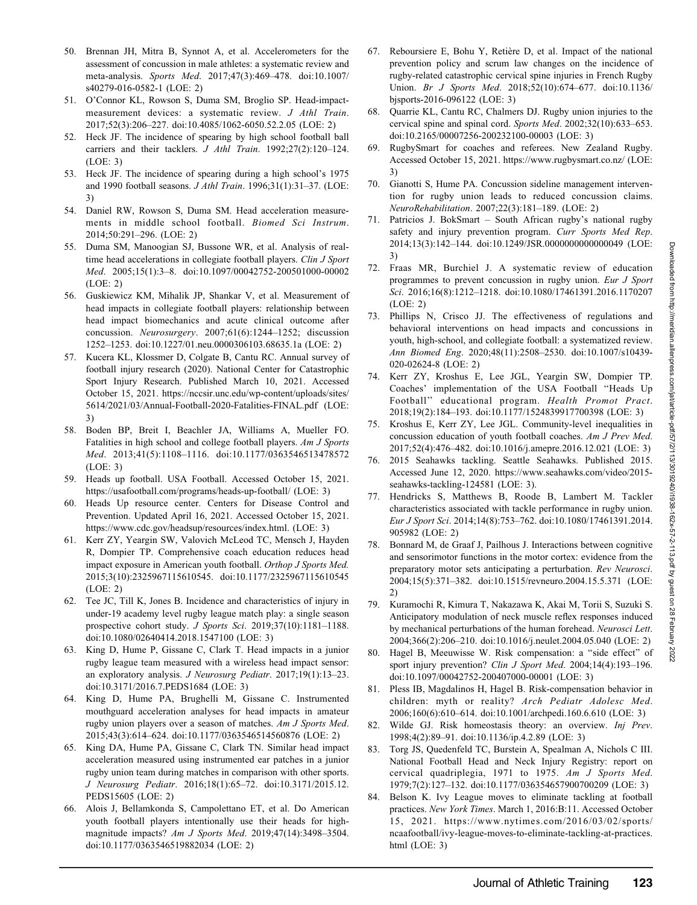50. Brennan JH, Mitra B, Synnot A, et al. Accelerometers for the assessment of concussion in male athletes: a systematic review and meta-analysis. *Sports Med*. 2017;47(3):469–478. doi:10.1007/s40279-016-0582-1 (LOE: 2)
51. O'Connor KL, Rowson S, Duma SM, Broglio SP. Head-impact-measurement devices: a systematic review. *J Athl Train*. 2017;52(3):206–227. doi:10.4085/1062-6050.52.2.05 (LOE: 2)
52. Heck JF. The incidence of spearing by high school football ball carriers and their tacklers. *J Athl Train*. 1992;27(2):120–124. (LOE: 3)
53. Heck JF. The incidence of spearing during a high school's 1975 and 1990 football seasons. *J Athl Train*. 1996;31(1):31–37. (LOE: 3)
54. Daniel RW, Rowson S, Duma SM. Head acceleration measurements in middle school football. *Biomed Sci Instrum*. 2014;50:291–296. (LOE: 2)
55. Duma SM, Manoogian SJ, Bussone WR, et al. Analysis of real-time head accelerations in collegiate football players. *Clin J Sport Med*. 2005;15(1):3–8. doi:10.1097/00042752-200501000-00002 (LOE: 2)
56. Guskiewicz KM, Mihalik JP, Shankar V, et al. Measurement of head impacts in collegiate football players: relationship between head impact biomechanics and acute clinical outcome after concussion. *Neurosurgery*. 2007;61(6):1244–1252; discussion 1252–1253. doi:10.1227/01.neu.0000306103.68635.1a (LOE: 2)
57. Kucera KL, Klossner D, Colgate B, Cantu RC. Annual survey of football injury research (2020). National Center for Catastrophic Sport Injury Research. Published March 10, 2021. Accessed October 15, 2021. https://nccsir.unc.edu/wp-content/uploads/sites/5614/2021/03/Annual-Football-2020-Fatalities-FINAL.pdf (LOE: 3)
58. Boden BP, Breit I, Beachler JA, Williams A, Mueller FO. Fatalities in high school and college football players. *Am J Sports Med*. 2013;41(5):1108–1116. doi:10.1177/0363546513478572 (LOE: 3)
59. Heads up football. USA Football. Accessed October 15, 2021. https://usafootball.com/programs/heads-up-football/ (LOE: 3)
60. Heads Up resource center. Centers for Disease Control and Prevention. Updated April 16, 2021. Accessed October 15, 2021. https://www.cdc.gov/headsup/resources/index.html. (LOE: 3)
61. Kerr ZY, Yeargin SW, Valovich McLeod TC, Mensch J, Hayden R, Dompier TP. Comprehensive coach education reduces head impact exposure in American youth football. *Orthop J Sports Med.* 2015;3(10):2325967115610545. doi:10.1177/2325967115610545 (LOE: 2)
62. Tee JC, Till K, Jones B. Incidence and characteristics of injury in under-19 academy level rugby league match play: a single season prospective cohort study. *J Sports Sci*. 2019;37(10):1181–1188. doi:10.1080/02640414.2018.1547100 (LOE: 3)
63. King D, Hume P, Gissane C, Clark T. Head impacts in a junior rugby league team measured with a wireless head impact sensor: an exploratory analysis. *J Neurosurg Pediatr*. 2017;19(1):13–23. doi:10.3171/2016.7.PEDS1684 (LOE: 3)
64. King D, Hume PA, Brughelli M, Gissane C. Instrumented mouthguard acceleration analyses for head impacts in amateur rugby union players over a season of matches. *Am J Sports Med*. 2015;43(3):614–624. doi:10.1177/0363546514560876 (LOE: 2)
65. King DA, Hume PA, Gissane C, Clark TN. Similar head impact acceleration measured using instrumented ear patches in a junior rugby union team during matches in comparison with other sports. *J Neurosurg Pediatr*. 2016;18(1):65–72. doi:10.3171/2015.12.PEDS15605 (LOE: 2)
66. Alois J, Bellamkonda S, Campolettano ET, et al. Do American youth football players intentionally use their heads for high-magnitude impacts? *Am J Sports Med*. 2019;47(14):3498–3504. doi:10.1177/0363546519882034 (LOE: 2)
67. Reboursiere E, Bohu Y, Retière D, et al. Impact of the national prevention policy and scrum law changes on the incidence of rugby-related catastrophic cervical spine injuries in French Rugby Union. *Br J Sports Med*. 2018;52(10):674–677. doi:10.1136/bjsports-2016-096122 (LOE: 3)
68. Quarrie KL, Cantu RC, Chalmers DJ. Rugby union injuries to the cervical spine and spinal cord. *Sports Med*. 2002;32(10):633–653. doi:10.2165/00007256-200232100-00003 (LOE: 3)
69. RugbySmart for coaches and referees. New Zealand Rugby. Accessed October 15, 2021. https://www.rugbysmart.co.nz/ (LOE: 3)
70. Gianotti S, Hume PA. Concussion sideline management intervention for rugby union leads to reduced concussion claims. *NeuroRehabilitation*. 2007;22(3):181–189. (LOE: 2)
71. Patricios J. BokSmart – South African rugby's national rugby safety and injury prevention program. *Curr Sports Med Rep*. 2014;13(3):142–144. doi:10.1249/JSR.0000000000000049 (LOE: 3)
72. Fraas MR, Burchiel J. A systematic review of education programmes to prevent concussion in rugby union. *Eur J Sport Sci*. 2016;16(8):1212–1218. doi:10.1080/17461391.2016.1170207 (LOE: 2)
73. Phillips N, Crisco JJ. The effectiveness of regulations and behavioral interventions on head impacts and concussions in youth, high-school, and collegiate football: a systematized review. *Ann Biomed Eng*. 2020;48(11):2508–2530. doi:10.1007/s10439-020-02624-8 (LOE: 2)
74. Kerr ZY, Kroshus E, Lee JGL, Yeargin SW, Dompier TP. Coaches' implementation of the USA Football "Heads Up Football" educational program. *Health Promot Pract*. 2018;19(2):184–193. doi:10.1177/1524839917700398 (LOE: 3)
75. Kroshus E, Kerr ZY, Lee JGL. Community-level inequalities in concussion education of youth football coaches. *Am J Prev Med*. 2017;52(4):476–482. doi:10.1016/j.amepre.2016.12.021 (LOE: 3)
76. 2015 Seahawks tackling. Seattle Seahawks. Published 2015. Accessed June 12, 2020. https://www.seahawks.com/video/2015-seahawks-tackling-124581 (LOE: 3).
77. Hendricks S, Matthews B, Roode B, Lambert M. Tackler characteristics associated with tackle performance in rugby union. *Eur J Sport Sci*. 2014;14(8):753–762. doi:10.1080/17461391.2014.905982 (LOE: 2)
78. Bonnard M, de Graaf J, Pailhous J. Interactions between cognitive and sensorimotor functions in the motor cortex: evidence from the preparatory motor sets anticipating a perturbation. *Rev Neurosci*. 2004;15(5):371–382. doi:10.1515/revneuro.2004.15.5.371 (LOE: 2)
79. Kuramochi R, Kimura T, Nakazawa K, Akai M, Torii S, Suzuki S. Anticipatory modulation of neck muscle reflex responses induced by mechanical perturbations of the human forehead. *Neurosci Lett*. 2004;366(2):206–210. doi:10.1016/j.neulet.2004.05.040 (LOE: 2)
80. Hagel B, Meeuwisse W. Risk compensation: a "side effect" of sport injury prevention? *Clin J Sport Med*. 2004;14(4):193–196. doi:10.1097/00042752-200407000-00001 (LOE: 3)
81. Pless IB, Magdalinos H, Hagel B. Risk-compensation behavior in children: myth or reality? *Arch Pediatr Adolesc Med*. 2006;160(6):610–614. doi:10.1001/archpedi.160.6.610 (LOE: 3)
82. Wilde GJ. Risk homeostasis theory: an overview. *Inj Prev*. 1998;4(2):89–91. doi:10.1136/ip.4.2.89 (LOE: 3)
83. Torg JS, Quedenfeld TC, Burstein A, Spealman A, Nichols C III. National Football Head and Neck Injury Registry: report on cervical quadriplegia, 1971 to 1975. *Am J Sports Med*. 1979;7(2):127–132. doi:10.1177/036354657900700209 (LOE: 3)
84. Belson K. Ivy League moves to eliminate tackling at football practices. *New York Times*. March 1, 2016:B:11. Accessed October 15, 2021. https://www.nytimes.com/2016/03/02/sports/ncaafootball/ivy-league-moves-to-eliminate-tackling-at-practices.html (LOE: 3)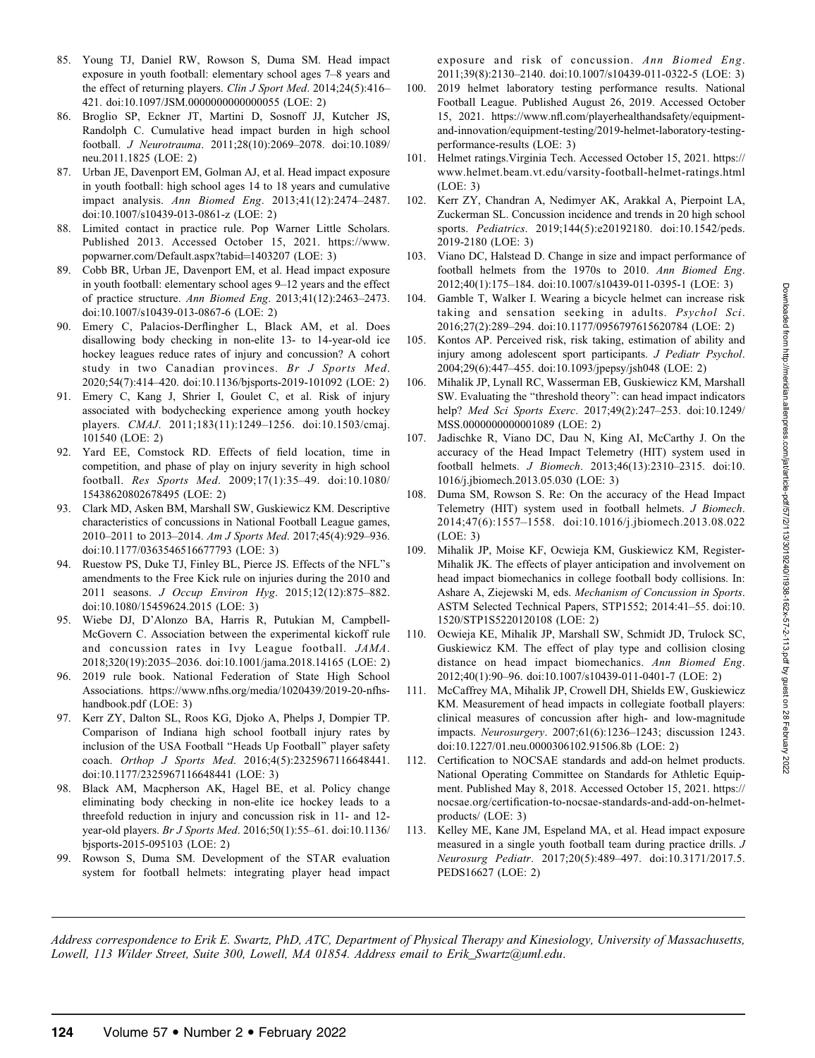85. Young TJ, Daniel RW, Rowson S, Duma SM. Head impact exposure in youth football: elementary school ages 7–8 years and the effect of returning players. *Clin J Sport Med*. 2014;24(5):416–421. doi:10.1097/JSM.0000000000000055 (LOE: 2)
86. Broglio SP, Eckner JT, Martini D, Sosnoff JJ, Kutcher JS, Randolph C. Cumulative head impact burden in high school football. *J Neurotrauma*. 2011;28(10):2069–2078. doi:10.1089/neu.2011.1825 (LOE: 2)
87. Urban JE, Davenport EM, Golman AJ, et al. Head impact exposure in youth football: high school ages 14 to 18 years and cumulative impact analysis. *Ann Biomed Eng*. 2013;41(12):2474–2487. doi:10.1007/s10439-013-0861-z (LOE: 2)
88. Limited contact in practice rule. Pop Warner Little Scholars. Published 2013. Accessed October 15, 2021. https://www.popwarner.com/Default.aspx?tabid=1403207 (LOE: 3)
89. Cobb BR, Urban JE, Davenport EM, et al. Head impact exposure in youth football: elementary school ages 9–12 years and the effect of practice structure. *Ann Biomed Eng*. 2013;41(12):2463–2473. doi:10.1007/s10439-013-0867-6 (LOE: 2)
90. Emery C, Palacios-Derflingher L, Black AM, et al. Does disallowing body checking in non-elite 13- to 14-year-old ice hockey leagues reduce rates of injury and concussion? A cohort study in two Canadian provinces. *Br J Sports Med*. 2020;54(7):414–420. doi:10.1136/bjsports-2019-101092 (LOE: 2)
91. Emery C, Kang J, Shrier I, Goulet C, et al. Risk of injury associated with bodychecking experience among youth hockey players. *CMAJ*. 2011;183(11):1249–1256. doi:10.1503/cmaj.101540 (LOE: 2)
92. Yard EE, Comstock RD. Effects of field location, time in competition, and phase of play on injury severity in high school football. *Res Sports Med*. 2009;17(1):35–49. doi:10.1080/15438620802678495 (LOE: 2)
93. Clark MD, Asken BM, Marshall SW, Guskiewicz KM. Descriptive characteristics of concussions in National Football League games, 2010–2011 to 2013–2014. *Am J Sports Med*. 2017;45(4):929–936. doi:10.1177/0363546516677793 (LOE: 3)
94. Ruestow PS, Duke TJ, Finley BL, Pierce JS. Effects of the NFL"s amendments to the Free Kick rule on injuries during the 2010 and 2011 seasons. *J Occup Environ Hyg*. 2015;12(12):875–882. doi:10.1080/15459624.2015 (LOE: 3)
95. Wiebe DJ, D'Alonzo BA, Harris R, Putukian M, Campbell-McGovern C. Association between the experimental kickoff rule and concussion rates in Ivy League football. *JAMA*. 2018;320(19):2035–2036. doi:10.1001/jama.2018.14165 (LOE: 2)
96. 2019 rule book. National Federation of State High School Associations. https://www.nfhs.org/media/1020439/2019-20-nfhs-handbook.pdf (LOE: 3)
97. Kerr ZY, Dalton SL, Roos KG, Djoko A, Phelps J, Dompier TP. Comparison of Indiana high school football injury rates by inclusion of the USA Football "Heads Up Football" player safety coach. *Orthop J Sports Med*. 2016;4(5):2325967116648441. doi:10.1177/2325967116648441 (LOE: 3)
98. Black AM, Macpherson AK, Hagel BE, et al. Policy change eliminating body checking in non-elite ice hockey leads to a threefold reduction in injury and concussion risk in 11- and 12-year-old players. *Br J Sports Med*. 2016;50(1):55–61. doi:10.1136/bjsports-2015-095103 (LOE: 2)
99. Rowson S, Duma SM. Development of the STAR evaluation system for football helmets: integrating player head impact exposure and risk of concussion. *Ann Biomed Eng*. 2011;39(8):2130–2140. doi:10.1007/s10439-011-0322-5 (LOE: 3)
100. 2019 helmet laboratory testing performance results. National Football League. Published August 26, 2019. Accessed October 15, 2021. https://www.nfl.com/playerhealthandsafety/equipment-and-innovation/equipment-testing/2019-helmet-laboratory-testing-performance-results (LOE: 3)
101. Helmet ratings.Virginia Tech. Accessed October 15, 2021. https://www.helmet.beam.vt.edu/varsity-football-helmet-ratings.html (LOE: 3)
102. Kerr ZY, Chandran A, Nedimyer AK, Arakkal A, Pierpoint LA, Zuckerman SL. Concussion incidence and trends in 20 high school sports. *Pediatrics*. 2019;144(5):e20192180. doi:10.1542/peds.2019-2180 (LOE: 3)
103. Viano DC, Halstead D. Change in size and impact performance of football helmets from the 1970s to 2010. *Ann Biomed Eng*. 2012;40(1):175–184. doi:10.1007/s10439-011-0395-1 (LOE: 3)
104. Gamble T, Walker I. Wearing a bicycle helmet can increase risk taking and sensation seeking in adults. *Psychol Sci*. 2016;27(2):289–294. doi:10.1177/0956797615620784 (LOE: 2)
105. Kontos AP. Perceived risk, risk taking, estimation of ability and injury among adolescent sport participants. *J Pediatr Psychol*. 2004;29(6):447–455. doi:10.1093/jpepsy/jsh048 (LOE: 2)
106. Mihalik JP, Lynall RC, Wasserman EB, Guskiewicz KM, Marshall SW. Evaluating the "threshold theory": can head impact indicators help? *Med Sci Sports Exerc*. 2017;49(2):247–253. doi:10.1249/MSS.0000000000001089 (LOE: 2)
107. Jadischke R, Viano DC, Dau N, King AI, McCarthy J. On the accuracy of the Head Impact Telemetry (HIT) system used in football helmets. *J Biomech*. 2013;46(13):2310–2315. doi:10.1016/j.jbiomech.2013.05.030 (LOE: 3)
108. Duma SM, Rowson S. Re: On the accuracy of the Head Impact Telemetry (HIT) system used in football helmets. *J Biomech*. 2014;47(6):1557–1558. doi:10.1016/j.jbiomech.2013.08.022 (LOE: 3)
109. Mihalik JP, Moise KF, Ocwieja KM, Guskiewicz KM, Register-Mihalik JK. The effects of player anticipation and involvement on head impact biomechanics in college football body collisions. In: Ashare A, Ziejewski M, eds. *Mechanism of Concussion in Sports*. ASTM Selected Technical Papers, STP1552; 2014:41–55. doi:10.1520/STP1S5220120108 (LOE: 2)
110. Ocwieja KE, Mihalik JP, Marshall SW, Schmidt JD, Trulock SC, Guskiewicz KM. The effect of play type and collision closing distance on head impact biomechanics. *Ann Biomed Eng*. 2012;40(1):90–96. doi:10.1007/s10439-011-0401-7 (LOE: 2)
111. McCaffrey MA, Mihalik JP, Crowell DH, Shields EW, Guskiewicz KM. Measurement of head impacts in collegiate football players: clinical measures of concussion after high- and low-magnitude impacts. *Neurosurgery*. 2007;61(6):1236–1243; discussion 1243. doi:10.1227/01.neu.0000306102.91506.8b (LOE: 2)
112. Certification to NOCSAE standards and add-on helmet products. National Operating Committee on Standards for Athletic Equipment. Published May 8, 2018. Accessed October 15, 2021. https://nocsae.org/certification-to-nocsae-standards-and-add-on-helmet-products/ (LOE: 3)
113. Kelley ME, Kane JM, Espeland MA, et al. Head impact exposure measured in a single youth football team during practice drills. *J Neurosurg Pediatr*. 2017;20(5):489–497. doi:10.3171/2017.5.PEDS16627 (LOE: 2)

---

*Address correspondence to Erik E. Swartz, PhD, ATC, Department of Physical Therapy and Kinesiology, University of Massachusetts, Lowell, 113 Wilder Street, Suite 300, Lowell, MA 01854. Address email to Erik_Swartz@uml.edu.*